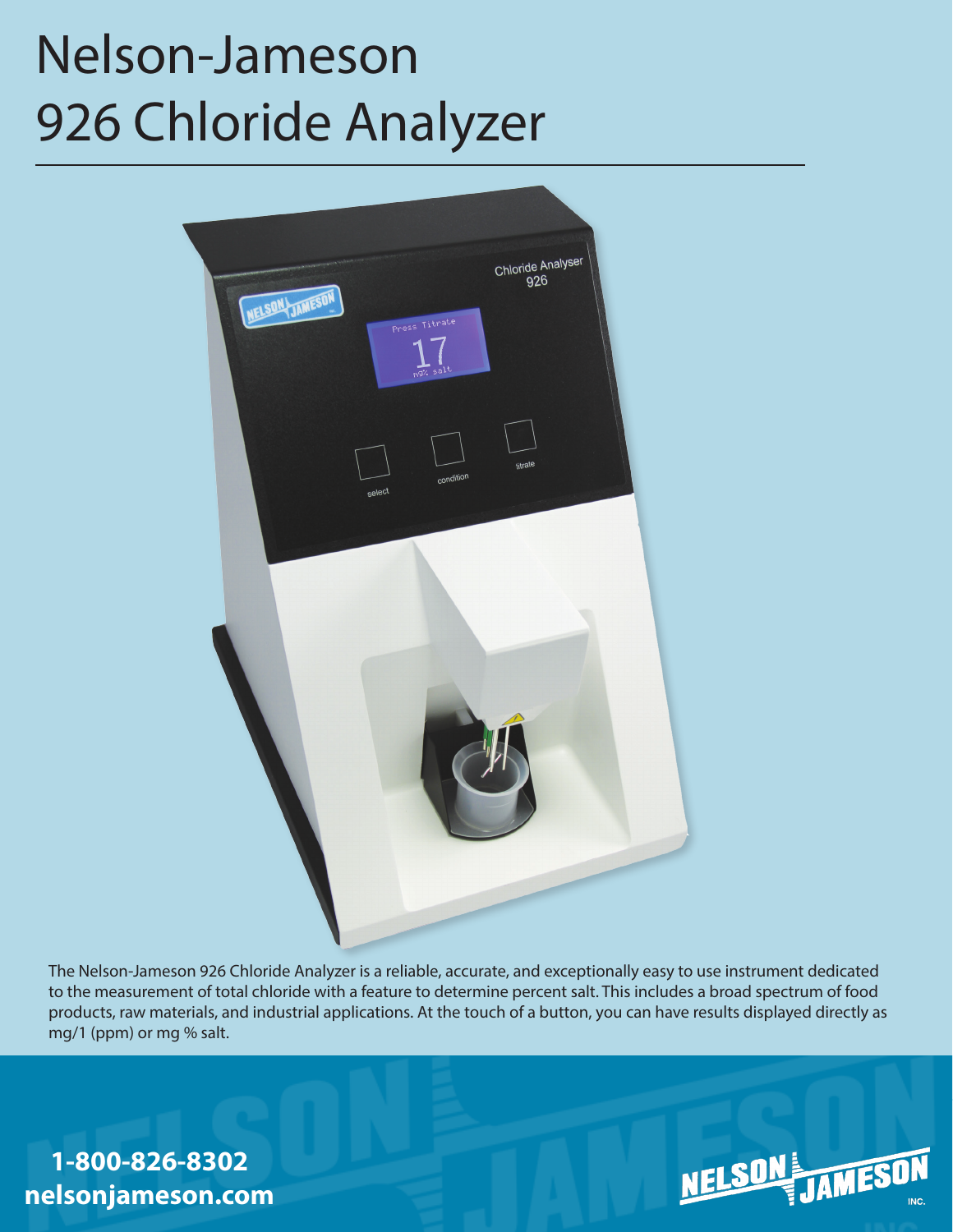# Nelson-Jameson 926 Chloride Analyzer

The Nelson-Jameson 926 Chloride Analyzer is a reliable, accurate, and exceptionally easy to use instrument dedicated to the measurement of total chloride with a feature to determine percent salt. This includes a broad spectrum of food products, raw materials, and industrial applications. At the touch of a button, you can have results displayed directly as mg/1 (ppm) or mg % salt.

**1-800-826-8302**
**nelsonjameson.com**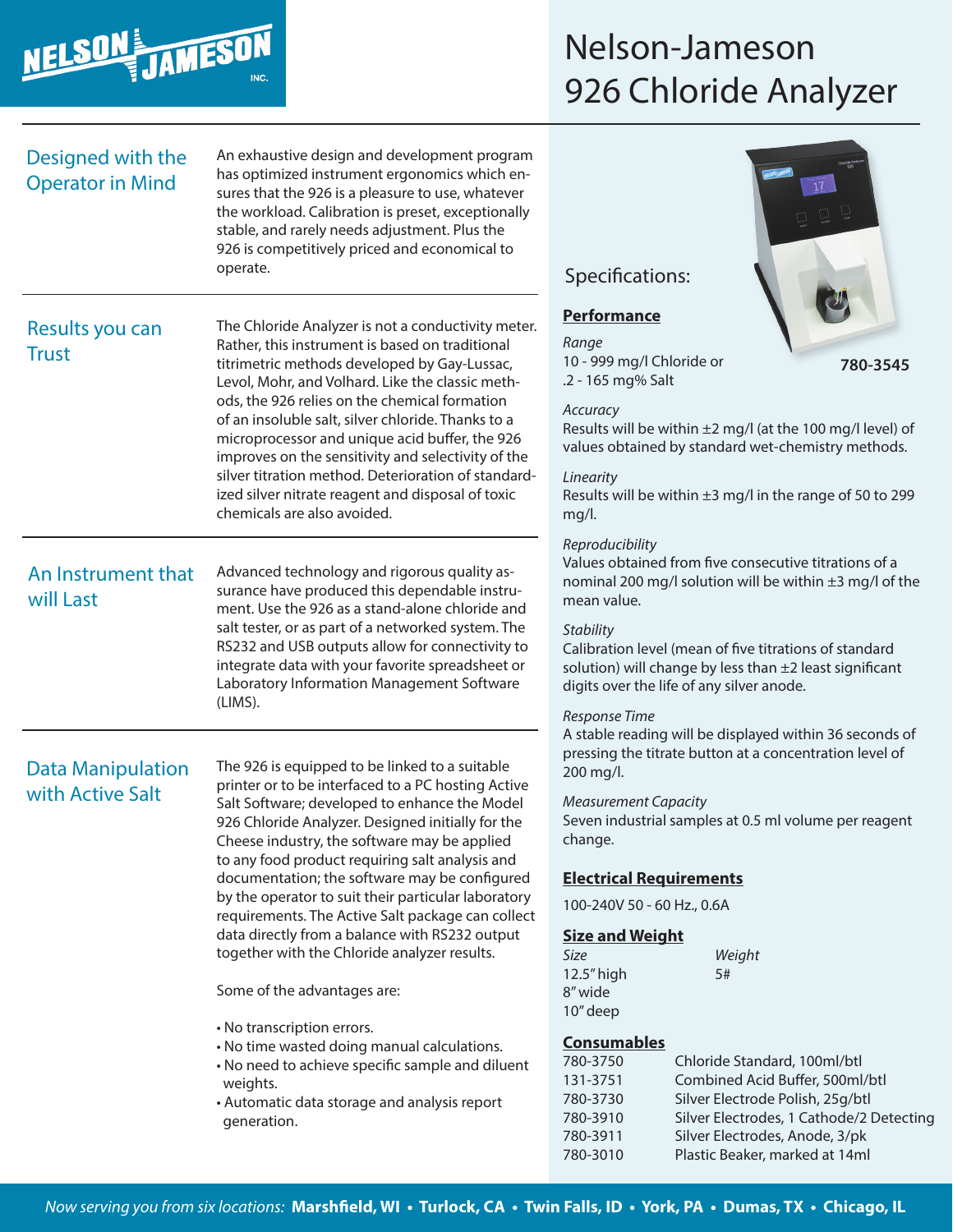# Nelson-Jameson 926 Chloride Analyzer

## Designed with the Operator in Mind

An exhaustive design and development program has optimized instrument ergonomics which ensures that the 926 is a pleasure to use, whatever the workload. Calibration is preset, exceptionally stable, and rarely needs adjustment. Plus the 926 is competitively priced and economical to operate.

## Results you can Trust

The Chloride Analyzer is not a conductivity meter. Rather, this instrument is based on traditional titrimetric methods developed by Gay-Lussac, Levol, Mohr, and Volhard. Like the classic methods, the 926 relies on the chemical formation of an insoluble salt, silver chloride. Thanks to a microprocessor and unique acid buffer, the 926 improves on the sensitivity and selectivity of the silver titration method. Deterioration of standardized silver nitrate reagent and disposal of toxic chemicals are also avoided.

## An Instrument that will Last

Advanced technology and rigorous quality assurance have produced this dependable instrument. Use the 926 as a stand-alone chloride and salt tester, or as part of a networked system. The RS232 and USB outputs allow for connectivity to integrate data with your favorite spreadsheet or Laboratory Information Management Software (LIMS).

## Data Manipulation with Active Salt

The 926 is equipped to be linked to a suitable printer or to be interfaced to a PC hosting Active Salt Software; developed to enhance the Model 926 Chloride Analyzer. Designed initially for the Cheese industry, the software may be applied to any food product requiring salt analysis and documentation; the software may be configured by the operator to suit their particular laboratory requirements. The Active Salt package can collect data directly from a balance with RS232 output together with the Chloride analyzer results.

Some of the advantages are:

- No transcription errors.
- No time wasted doing manual calculations.
- No need to achieve specific sample and diluent weights.
- Automatic data storage and analysis report generation.

**780-3545**

## Specifications:

### Performance

*Range*
10 - 999 mg/l Chloride or .2 - 165 mg% Salt

*Accuracy*
Results will be within ±2 mg/l (at the 100 mg/l level) of values obtained by standard wet-chemistry methods.

*Linearity*
Results will be within ±3 mg/l in the range of 50 to 299 mg/l.

*Reproducibility*
Values obtained from five consecutive titrations of a nominal 200 mg/l solution will be within ±3 mg/l of the mean value.

*Stability*
Calibration level (mean of five titrations of standard solution) will change by less than ±2 least significant digits over the life of any silver anode.

*Response Time*
A stable reading will be displayed within 36 seconds of pressing the titrate button at a concentration level of 200 mg/l.

*Measurement Capacity*
Seven industrial samples at 0.5 ml volume per reagent change.

### Electrical Requirements

100-240V 50 - 60 Hz., 0.6A

### Size and Weight

| *Size* | *Weight* |
|---|---|
| 12.5" high | 5# |
| 8" wide | |
| 10" deep | |

### Consumables

| | |
|---|---|
| 780-3750 | Chloride Standard, 100ml/btl |
| 131-3751 | Combined Acid Buffer, 500ml/btl |
| 780-3730 | Silver Electrode Polish, 25g/btl |
| 780-3910 | Silver Electrodes, 1 Cathode/2 Detecting |
| 780-3911 | Silver Electrodes, Anode, 3/pk |
| 780-3010 | Plastic Beaker, marked at 14ml |

*Now serving you from six locations:* **Marshfield, WI • Turlock, CA • Twin Falls, ID • York, PA • Dumas, TX • Chicago, IL**